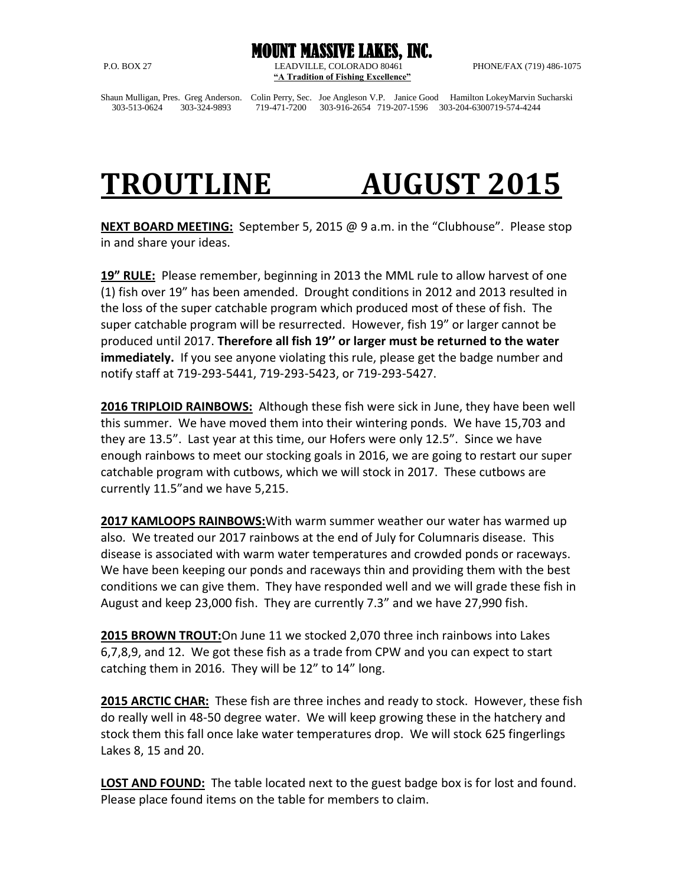# MOUNT MASSIVE LAKES, INC.

P.O. BOX 27 LEADVILLE, COLORADO 80461 PHONE/FAX (719) 486-1075

**"A Tradition of Fishing Excellence"**

Shaun Mulligan, Pres. Greg Anderson. Colin Perry, Sec. Joe Angleson V.P. Janice Good Hamilton LokeyMarvin Sucharski
303-513-0624 303-324-9893 719-471-7200 303-916-2654 719-207-1596 303-204-6300719-574-4244

# TROUTLINE AUGUST 2015

**NEXT BOARD MEETING:** September 5, 2015 @ 9 a.m. in the "Clubhouse". Please stop in and share your ideas.

**19" RULE:** Please remember, beginning in 2013 the MML rule to allow harvest of one (1) fish over 19" has been amended. Drought conditions in 2012 and 2013 resulted in the loss of the super catchable program which produced most of these of fish. The super catchable program will be resurrected. However, fish 19" or larger cannot be produced until 2017. **Therefore all fish 19'' or larger must be returned to the water immediately.** If you see anyone violating this rule, please get the badge number and notify staff at 719-293-5441, 719-293-5423, or 719-293-5427.

**2016 TRIPLOID RAINBOWS:** Although these fish were sick in June, they have been well this summer. We have moved them into their wintering ponds. We have 15,703 and they are 13.5". Last year at this time, our Hofers were only 12.5". Since we have enough rainbows to meet our stocking goals in 2016, we are going to restart our super catchable program with cutbows, which we will stock in 2017. These cutbows are currently 11.5"and we have 5,215.

**2017 KAMLOOPS RAINBOWS:**With warm summer weather our water has warmed up also. We treated our 2017 rainbows at the end of July for Columnaris disease. This disease is associated with warm water temperatures and crowded ponds or raceways. We have been keeping our ponds and raceways thin and providing them with the best conditions we can give them. They have responded well and we will grade these fish in August and keep 23,000 fish. They are currently 7.3" and we have 27,990 fish.

**2015 BROWN TROUT:**On June 11 we stocked 2,070 three inch rainbows into Lakes 6,7,8,9, and 12. We got these fish as a trade from CPW and you can expect to start catching them in 2016. They will be 12" to 14" long.

**2015 ARCTIC CHAR:** These fish are three inches and ready to stock. However, these fish do really well in 48-50 degree water. We will keep growing these in the hatchery and stock them this fall once lake water temperatures drop. We will stock 625 fingerlings Lakes 8, 15 and 20.

**LOST AND FOUND:** The table located next to the guest badge box is for lost and found. Please place found items on the table for members to claim.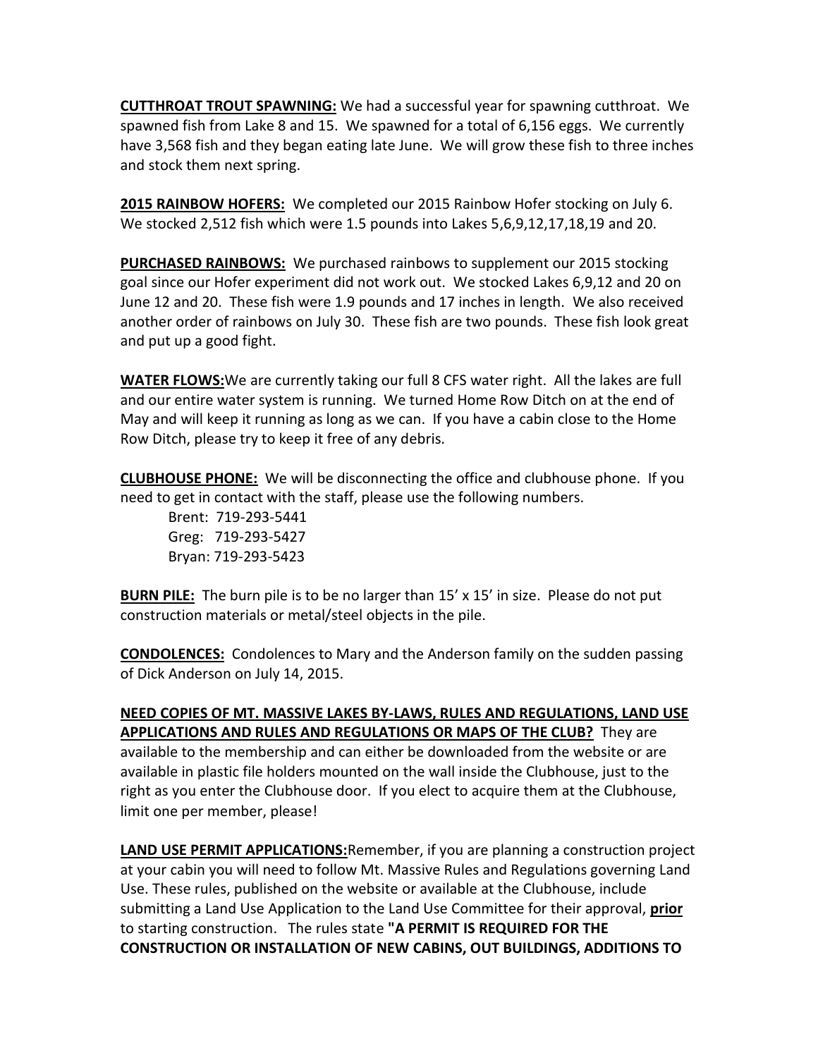**CUTTHROAT TROUT SPAWNING:** We had a successful year for spawning cutthroat. We spawned fish from Lake 8 and 15. We spawned for a total of 6,156 eggs. We currently have 3,568 fish and they began eating late June. We will grow these fish to three inches and stock them next spring.

**2015 RAINBOW HOFERS:** We completed our 2015 Rainbow Hofer stocking on July 6. We stocked 2,512 fish which were 1.5 pounds into Lakes 5,6,9,12,17,18,19 and 20.

**PURCHASED RAINBOWS:** We purchased rainbows to supplement our 2015 stocking goal since our Hofer experiment did not work out. We stocked Lakes 6,9,12 and 20 on June 12 and 20. These fish were 1.9 pounds and 17 inches in length. We also received another order of rainbows on July 30. These fish are two pounds. These fish look great and put up a good fight.

**WATER FLOWS:** We are currently taking our full 8 CFS water right. All the lakes are full and our entire water system is running. We turned Home Row Ditch on at the end of May and will keep it running as long as we can. If you have a cabin close to the Home Row Ditch, please try to keep it free of any debris.

**CLUBHOUSE PHONE:** We will be disconnecting the office and clubhouse phone. If you need to get in contact with the staff, please use the following numbers.

Brent: 719-293-5441
Greg: 719-293-5427
Bryan: 719-293-5423

**BURN PILE:** The burn pile is to be no larger than 15' x 15' in size. Please do not put construction materials or metal/steel objects in the pile.

**CONDOLENCES:** Condolences to Mary and the Anderson family on the sudden passing of Dick Anderson on July 14, 2015.

**NEED COPIES OF MT. MASSIVE LAKES BY-LAWS, RULES AND REGULATIONS, LAND USE APPLICATIONS AND RULES AND REGULATIONS OR MAPS OF THE CLUB?** They are available to the membership and can either be downloaded from the website or are available in plastic file holders mounted on the wall inside the Clubhouse, just to the right as you enter the Clubhouse door. If you elect to acquire them at the Clubhouse, limit one per member, please!

**LAND USE PERMIT APPLICATIONS:** Remember, if you are planning a construction project at your cabin you will need to follow Mt. Massive Rules and Regulations governing Land Use. These rules, published on the website or available at the Clubhouse, include submitting a Land Use Application to the Land Use Committee for their approval, **prior** to starting construction. The rules state **"A PERMIT IS REQUIRED FOR THE CONSTRUCTION OR INSTALLATION OF NEW CABINS, OUT BUILDINGS, ADDITIONS TO**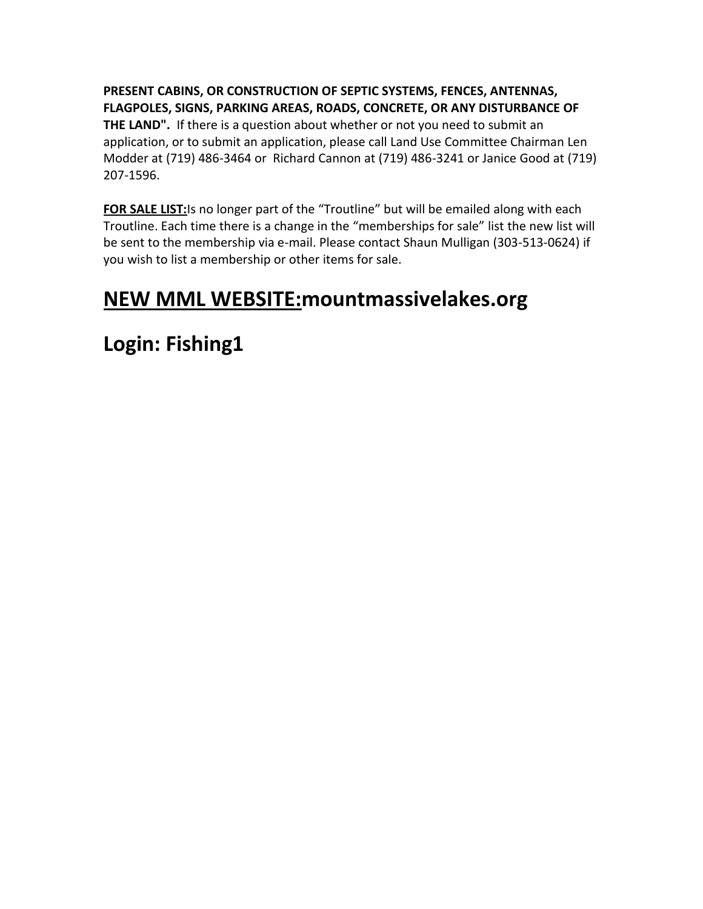**PRESENT CABINS, OR CONSTRUCTION OF SEPTIC SYSTEMS, FENCES, ANTENNAS, FLAGPOLES, SIGNS, PARKING AREAS, ROADS, CONCRETE, OR ANY DISTURBANCE OF THE LAND".** If there is a question about whether or not you need to submit an application, or to submit an application, please call Land Use Committee Chairman Len Modder at (719) 486-3464 or Richard Cannon at (719) 486-3241 or Janice Good at (719) 207-1596.

**FOR SALE LIST:**Is no longer part of the "Troutline" but will be emailed along with each Troutline. Each time there is a change in the "memberships for sale" list the new list will be sent to the membership via e-mail. Please contact Shaun Mulligan (303-513-0624) if you wish to list a membership or other items for sale.

## NEW MML WEBSITE:mountmassivelakes.org

## Login: Fishing1